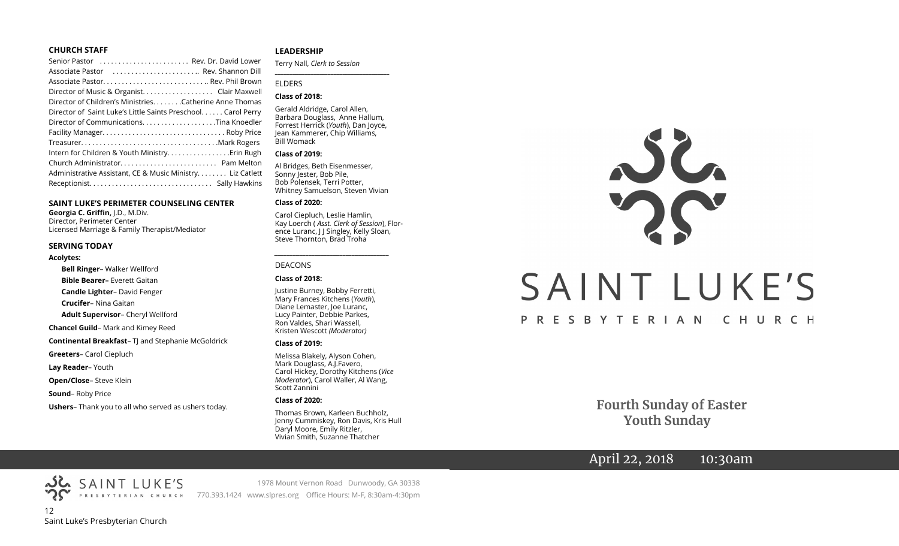## CHURCH STAFF

Senior Pastor ........................ Rev. Dr. David Lower
Associate Pastor ........................ Rev. Shannon Dill
Associate Pastor............................ Rev. Phil Brown
Director of Music & Organist................... Clair Maxwell
Director of Children's Ministries........Catherine Anne Thomas
Director of Saint Luke's Little Saints Preschool...... Carol Perry
Director of Communications....................Tina Knoedler
Facility Manager................................ Roby Price
Treasurer....................................Mark Rogers
Intern for Children & Youth Ministry.................Erin Rugh
Church Administrator.......................... Pam Melton
Administrative Assistant, CE & Music Ministry........ Liz Catlett
Receptionist................................ Sally Hawkins

## SAINT LUKE'S PERIMETER COUNSELING CENTER

**Georgia C. Griffin,** J.D., M.Div.
Director, Perimeter Center
Licensed Marriage & Family Therapist/Mediator

## SERVING TODAY

**Acolytes:**

**Bell Ringer**– Walker Wellford
**Bible Bearer–** Everett Gaitan
**Candle Lighter**– David Fenger
**Crucifer**– Nina Gaitan
**Adult Supervisor**– Cheryl Wellford

**Chancel Guild**– Mark and Kimey Reed

**Continental Breakfast**– TJ and Stephanie McGoldrick

**Greeters**– Carol Ciepluch

**Lay Reader**– Youth

**Open/Close**– Steve Klein

**Sound**– Roby Price

**Ushers**– Thank you to all who served as ushers today.

## LEADERSHIP

Terry Nall, *Clerk to Session*

### ELDERS

**Class of 2018:**

Gerald Aldridge, Carol Allen, Barbara Douglass, Anne Hallum, Forrest Herrick (*Youth*), Dan Joyce, Jean Kammerer, Chip Williams, Bill Womack

**Class of 2019:**

Al Bridges, Beth Eisenmesser, Sonny Jester, Bob Pile, Bob Polensek, Terri Potter, Whitney Samuelson, Steven Vivian

**Class of 2020:**

Carol Ciepluch, Leslie Hamlin, Kay Loerch ( *Asst. Clerk of Session*), Florence Luranc, J J Singley, Kelly Sloan, Steve Thornton, Brad Troha

### DEACONS

**Class of 2018:**

Justine Burney, Bobby Ferretti, Mary Frances Kitchens (*Youth*), Diane Lemaster, Joe Luranc, Lucy Painter, Debbie Parkes, Ron Valdes, Shari Wassell, Kristen Wescott *(Moderator)*

**Class of 2019:**

Melissa Blakely, Alyson Cohen, Mark Douglass, A.J.Favero, Carol Hickey, Dorothy Kitchens (*Vice Moderator*), Carol Waller, Al Wang, Scott Zannini

**Class of 2020:**

Thomas Brown, Karleen Buchholz, Jenny Cummiskey, Ron Davis, Kris Hull Daryl Moore, Emily Ritzler, Vivian Smith, Suzanne Thatcher

SAINT LUKE'S
PRESBYTERIAN CHURCH
1978 Mount Vernon Road Dunwoody, GA 30338
770.393.1424 www.slpres.org Office Hours: M-F, 8:30am-4:30pm

# SAINT LUKE'S
PRESBYTERIAN CHURCH

## Fourth Sunday of Easter
## Youth Sunday

April 22, 2018 10:30am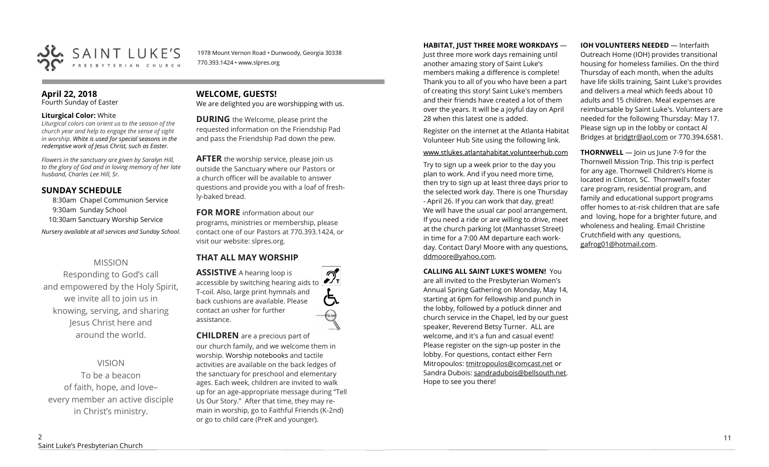SAINT LUKE'S PRESBYTERIAN CHURCH

1978 Mount Vernon Road • Dunwoody, Georgia 30338
770.393.1424 • www.slpres.org

## April 22, 2018
Fourth Sunday of Easter

**Liturgical Color:** White
*Liturgical colors can orient us to the season of the church year and help to engage the sense of sight in worship. White is used for special seasons in the redemptive work of Jesus Christ, such as Easter.*

*Flowers in the sanctuary are given by Saralyn Hill, to the glory of God and in loving memory of her late husband, Charles Lee Hill, Sr.*

## SUNDAY SCHEDULE

8:30am Chapel Communion Service
9:30am Sunday School
10:30am Sanctuary Worship Service

*Nursery available at all services and Sunday School.*

MISSION

Responding to God's call and empowered by the Holy Spirit, we invite all to join us in knowing, serving, and sharing Jesus Christ here and around the world.

VISION

To be a beacon of faith, hope, and love– every member an active disciple in Christ's ministry.

## WELCOME, GUESTS!

We are delighted you are worshipping with us.

**DURING** the Welcome, please print the requested information on the Friendship Pad and pass the Friendship Pad down the pew.

**AFTER** the worship service, please join us outside the Sanctuary where our Pastors or a church officer will be available to answer questions and provide you with a loaf of freshly-baked bread.

**FOR MORE** information about our programs, ministries or membership, please contact one of our Pastors at 770.393.1424, or visit our website: slpres.org.

## THAT ALL MAY WORSHIP

**ASSISTIVE** A hearing loop is accessible by switching hearing aids to T-coil. Also, large print hymnals and back cushions are available. Please contact an usher for further assistance.

**CHILDREN** are a precious part of our church family, and we welcome them in worship. Worship notebooks and tactile activities are available on the back ledges of the sanctuary for preschool and elementary ages. Each week, children are invited to walk up for an age-appropriate message during "Tell Us Our Story." After that time, they may remain in worship, go to Faithful Friends (K-2nd) or go to child care (PreK and younger).

**HABITAT, JUST THREE MORE WORKDAYS** — Just three more work days remaining until another amazing story of Saint Luke's members making a difference is complete! Thank you to all of you who have been a part of creating this story! Saint Luke's members and their friends have created a lot of them over the years. It will be a joyful day on April 28 when this latest one is added.

Register on the internet at the Atlanta Habitat Volunteer Hub Site using the following link.

www.stlukes.atlantahabitat.volunteerhub.com

Try to sign up a week prior to the day you plan to work. And if you need more time, then try to sign up at least three days prior to the selected work day. There is one Thursday - April 26. If you can work that day, great! We will have the usual car pool arrangement. If you need a ride or are willing to drive, meet at the church parking lot (Manhasset Street) in time for a 7:00 AM departure each workday. Contact Daryl Moore with any questions, ddmoore@yahoo.com.

**CALLING ALL SAINT LUKE'S WOMEN!** You are all invited to the Presbyterian Women's Annual Spring Gathering on Monday, May 14, starting at 6pm for fellowship and punch in the lobby, followed by a potluck dinner and church service in the Chapel, led by our guest speaker, Reverend Betsy Turner. ALL are welcome, and it's a fun and casual event! Please register on the sign-up poster in the lobby. For questions, contact either Fern Mitropoulos: tmitropoulos@comcast.net or Sandra Dubois: sandradubois@bellsouth.net. Hope to see you there!

**IOH VOLUNTEERS NEEDED** — Interfaith Outreach Home (IOH) provides transitional housing for homeless families. On the third Thursday of each month, when the adults have life skills training, Saint Luke's provides and delivers a meal which feeds about 10 adults and 15 children. Meal expenses are reimbursable by Saint Luke's. Volunteers are needed for the following Thursday: May 17. Please sign up in the lobby or contact Al Bridges at bridgtr@aol.com or 770.394.6581.

**THORNWELL** — Join us June 7-9 for the Thornwell Mission Trip. This trip is perfect for any age. Thornwell Children's Home is located in Clinton, SC. Thornwell's foster care program, residential program, and family and educational support programs offer homes to at-risk children that are safe and loving, hope for a brighter future, and wholeness and healing. Email Christine Crutchfield with any questions, gafrog01@hotmail.com.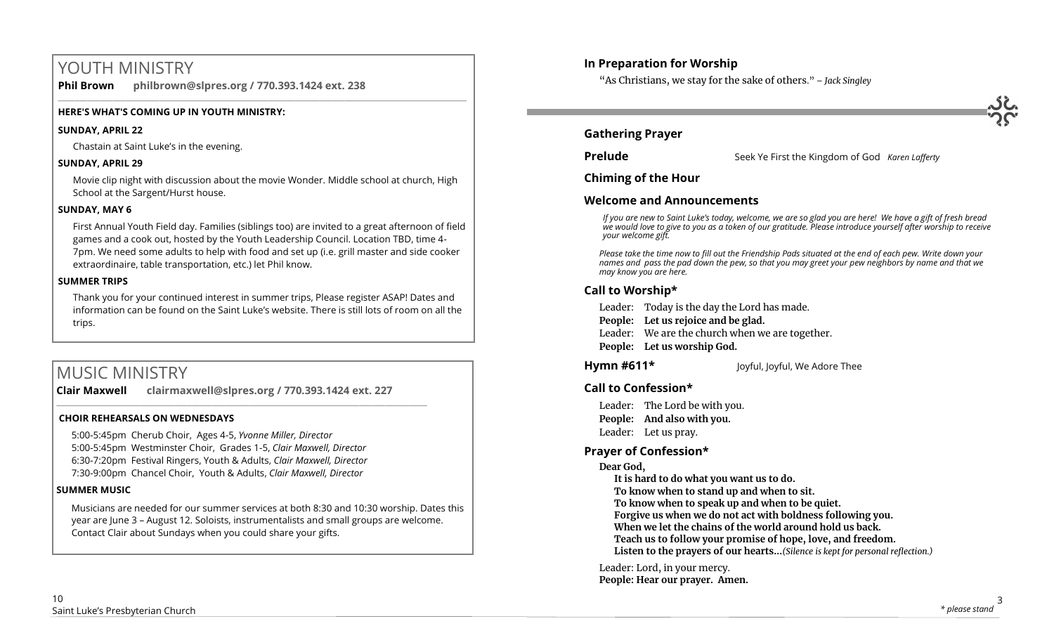# YOUTH MINISTRY

**Phil Brown philbrown@slpres.org / 770.393.1424 ext. 238**

**HERE'S WHAT'S COMING UP IN YOUTH MINISTRY:**

**SUNDAY, APRIL 22**

Chastain at Saint Luke's in the evening.

**SUNDAY, APRIL 29**

Movie clip night with discussion about the movie Wonder. Middle school at church, High School at the Sargent/Hurst house.

**SUNDAY, MAY 6**

First Annual Youth Field day. Families (siblings too) are invited to a great afternoon of field games and a cook out, hosted by the Youth Leadership Council. Location TBD, time 4-7pm. We need some adults to help with food and set up (i.e. grill master and side cooker extraordinaire, table transportation, etc.) let Phil know.

**SUMMER TRIPS**

Thank you for your continued interest in summer trips, Please register ASAP! Dates and information can be found on the Saint Luke's website. There is still lots of room on all the trips.

# MUSIC MINISTRY

**Clair Maxwell clairmaxwell@slpres.org / 770.393.1424 ext. 227**

**CHOIR REHEARSALS ON WEDNESDAYS**

5:00-5:45pm Cherub Choir, Ages 4-5, *Yvonne Miller, Director*
5:00-5:45pm Westminster Choir, Grades 1-5, *Clair Maxwell, Director*
6:30-7:20pm Festival Ringers, Youth & Adults, *Clair Maxwell, Director*
7:30-9:00pm Chancel Choir, Youth & Adults, *Clair Maxwell, Director*

**SUMMER MUSIC**

Musicians are needed for our summer services at both 8:30 and 10:30 worship. Dates this year are June 3 – August 12. Soloists, instrumentalists and small groups are welcome. Contact Clair about Sundays when you could share your gifts.

## In Preparation for Worship

"As Christians, we stay for the sake of others." *– Jack Singley*

## Gathering Prayer

**Prelude** Seek Ye First the Kingdom of God *Karen Lafferty*

## Chiming of the Hour

## Welcome and Announcements

*If you are new to Saint Luke's today, welcome, we are so glad you are here! We have a gift of fresh bread we would love to give to you as a token of our gratitude. Please introduce yourself after worship to receive your welcome gift.*

*Please take the time now to fill out the Friendship Pads situated at the end of each pew. Write down your names and pass the pad down the pew, so that you may greet your pew neighbors by name and that we may know you are here.*

## Call to Worship*

Leader: Today is the day the Lord has made.
**People: Let us rejoice and be glad.**
Leader: We are the church when we are together.
**People: Let us worship God.**

**Hymn #611*** Joyful, Joyful, We Adore Thee

## Call to Confession*

Leader: The Lord be with you.
**People: And also with you.**
Leader: Let us pray.

## Prayer of Confession*

**Dear God,**
**It is hard to do what you want us to do.**
**To know when to stand up and when to sit.**
**To know when to speak up and when to be quiet.**
**Forgive us when we do not act with boldness following you.**
**When we let the chains of the world around hold us back.**
**Teach us to follow your promise of hope, love, and freedom.**
**Listen to the prayers of our hearts…***(Silence is kept for personal reflection.)*

Leader: Lord, in your mercy.
**People: Hear our prayer. Amen.**

*\* please stand*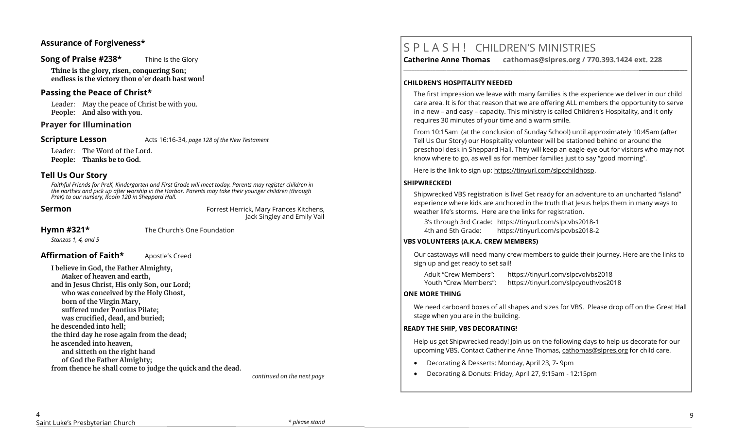## Assurance of Forgiveness*

## Song of Praise #238* Thine Is the Glory

**Thine is the glory, risen, conquering Son;**
**endless is the victory thou o'er death hast won!**

## Passing the Peace of Christ*

Leader: May the peace of Christ be with you.
**People: And also with you.**

## Prayer for Illumination

## Scripture Lesson Acts 16:16-34, *page 128 of the New Testament*

Leader: The Word of the Lord.
**People: Thanks be to God.**

## Tell Us Our Story

*Faithful Friends for PreK, Kindergarten and First Grade will meet today. Parents may register children in the narthex and pick up after worship in the Harbor. Parents may take their younger children (through PreK) to our nursery, Room 120 in Sheppard Hall.*

## Sermon

Forrest Herrick, Mary Frances Kitchens, Jack Singley and Emily Vail

## Hymn #321* The Church's One Foundation

*Stanzas 1, 4, and 5*

## Affirmation of Faith* Apostle's Creed

**I believe in God, the Father Almighty,**
**Maker of heaven and earth,**
**and in Jesus Christ, His only Son, our Lord;**
**who was conceived by the Holy Ghost,**
**born of the Virgin Mary,**
**suffered under Pontius Pilate;**
**was crucified, dead, and buried;**
**he descended into hell;**
**the third day he rose again from the dead;**
**he ascended into heaven,**
**and sitteth on the right hand**
**of God the Father Almighty;**
**from thence he shall come to judge the quick and the dead.**

*continued on the next page*

*\* please stand*

# S P L A S H ! CHILDREN'S MINISTRIES

**Catherine Anne Thomas cathomas@slpres.org / 770.393.1424 ext. 228**

**CHILDREN'S HOSPITALITY NEEDED**

The first impression we leave with many families is the experience we deliver in our child care area. It is for that reason that we are offering ALL members the opportunity to serve in a new – and easy – capacity. This ministry is called Children's Hospitality, and it only requires 30 minutes of your time and a warm smile.

From 10:15am (at the conclusion of Sunday School) until approximately 10:45am (after Tell Us Our Story) our Hospitality volunteer will be stationed behind or around the preschool desk in Sheppard Hall. They will keep an eagle-eye out for visitors who may not know where to go, as well as for member families just to say "good morning".

Here is the link to sign up: https://tinyurl.com/slpcchildhosp.

**SHIPWRECKED!**

Shipwrecked VBS registration is live! Get ready for an adventure to an uncharted "island" experience where kids are anchored in the truth that Jesus helps them in many ways to weather life's storms. Here are the links for registration.

3's through 3rd Grade: https://tinyurl.com/slpcvbs2018-1
4th and 5th Grade: https://tinyurl.com/slpcvbs2018-2

**VBS VOLUNTEERS (A.K.A. CREW MEMBERS)**

Our castaways will need many crew members to guide their journey. Here are the links to sign up and get ready to set sail!

Adult "Crew Members": https://tinyurl.com/slpcvolvbs2018
Youth "Crew Members": https://tinyurl.com/slpcyouthvbs2018

**ONE MORE THING**

We need carboard boxes of all shapes and sizes for VBS. Please drop off on the Great Hall stage when you are in the building.

**READY THE SHIP, VBS DECORATING!**

Help us get Shipwrecked ready! Join us on the following days to help us decorate for our upcoming VBS. Contact Catherine Anne Thomas, cathomas@slpres.org for child care.

- Decorating & Desserts: Monday, April 23, 7- 9pm
- Decorating & Donuts: Friday, April 27, 9:15am - 12:15pm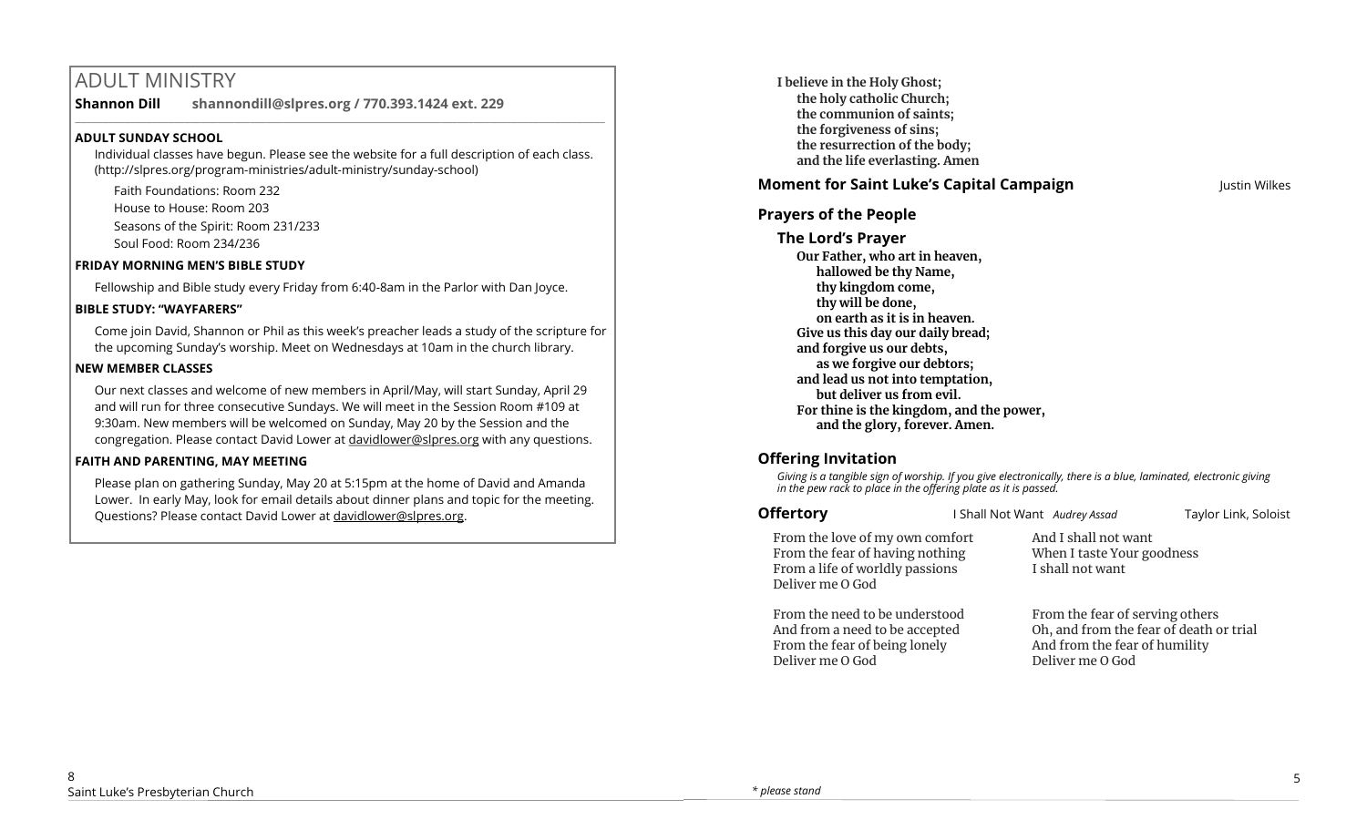# ADULT MINISTRY

**Shannon Dill** **shannondill@slpres.org / 770.393.1424 ext. 229**

### ADULT SUNDAY SCHOOL

Individual classes have begun. Please see the website for a full description of each class. (http://slpres.org/program-ministries/adult-ministry/sunday-school)

Faith Foundations: Room 232
House to House: Room 203
Seasons of the Spirit: Room 231/233
Soul Food: Room 234/236

### FRIDAY MORNING MEN'S BIBLE STUDY

Fellowship and Bible study every Friday from 6:40-8am in the Parlor with Dan Joyce.

### BIBLE STUDY: "WAYFARERS"

Come join David, Shannon or Phil as this week's preacher leads a study of the scripture for the upcoming Sunday's worship. Meet on Wednesdays at 10am in the church library.

### NEW MEMBER CLASSES

Our next classes and welcome of new members in April/May, will start Sunday, April 29 and will run for three consecutive Sundays. We will meet in the Session Room #109 at 9:30am. New members will be welcomed on Sunday, May 20 by the Session and the congregation. Please contact David Lower at davidlower@slpres.org with any questions.

### FAITH AND PARENTING, MAY MEETING

Please plan on gathering Sunday, May 20 at 5:15pm at the home of David and Amanda Lower. In early May, look for email details about dinner plans and topic for the meeting. Questions? Please contact David Lower at davidlower@slpres.org.

---

**I believe in the Holy Ghost;**
**the holy catholic Church;**
**the communion of saints;**
**the forgiveness of sins;**
**the resurrection of the body;**
**and the life everlasting. Amen**

## Moment for Saint Luke's Capital Campaign — Justin Wilkes

## Prayers of the People

### The Lord's Prayer

**Our Father, who art in heaven,**
**hallowed be thy Name,**
**thy kingdom come,**
**thy will be done,**
**on earth as it is in heaven.**
**Give us this day our daily bread;**
**and forgive us our debts,**
**as we forgive our debtors;**
**and lead us not into temptation,**
**but deliver us from evil.**
**For thine is the kingdom, and the power,**
**and the glory, forever. Amen.**

## Offering Invitation

*Giving is a tangible sign of worship. If you give electronically, there is a blue, laminated, electronic giving in the pew rack to place in the offering plate as it is passed.*

## Offertory — I Shall Not Want *Audrey Assad* — Taylor Link, Soloist

From the love of my own comfort
From the fear of having nothing
From a life of worldly passions
Deliver me O God

From the need to be understood
And from a need to be accepted
From the fear of being lonely
Deliver me O God

And I shall not want
When I taste Your goodness
I shall not want

From the fear of serving others
Oh, and from the fear of death or trial
And from the fear of humility
Deliver me O God

*\* please stand*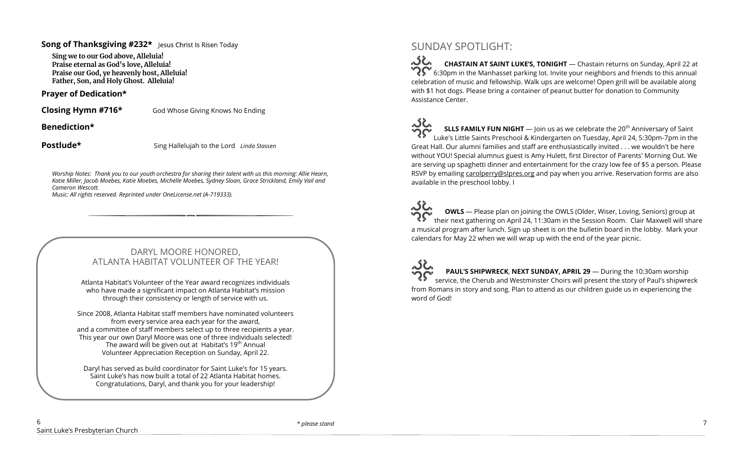**Song of Thanksgiving #232*** Jesus Christ Is Risen Today

**Sing we to our God above, Alleluia!**
**Praise eternal as God's love, Alleluia!**
**Praise our God, ye heavenly host, Alleluia!**
**Father, Son, and Holy Ghost. Alleluia!**

**Prayer of Dedication***

**Closing Hymn #716*** God Whose Giving Knows No Ending

**Benediction***

**Postlude*** Sing Hallelujah to the Lord *Linda Stassen*

*Worship Notes: Thank you to our youth orchestra for sharing their talent with us this morning: Allie Hearn, Katie Miller, Jacob Moebes, Katie Moebes, Michelle Moebes, Sydney Sloan, Grace Strickland, Emily Vail and Cameron Wescott.*
*Music: All rights reserved. Reprinted under OneLicense.net (A-719333).*

## DARYL MOORE HONORED, ATLANTA HABITAT VOLUNTEER OF THE YEAR!

Atlanta Habitat's Volunteer of the Year award recognizes individuals who have made a significant impact on Atlanta Habitat's mission through their consistency or length of service with us.

Since 2008, Atlanta Habitat staff members have nominated volunteers from every service area each year for the award, and a committee of staff members select up to three recipients a year. This year our own Daryl Moore was one of three individuals selected! The award will be given out at Habitat's 19th Annual Volunteer Appreciation Reception on Sunday, April 22.

Daryl has served as build coordinator for Saint Luke's for 15 years. Saint Luke's has now built a total of 22 Atlanta Habitat homes. Congratulations, Daryl, and thank you for your leadership!

*\* please stand*

## SUNDAY SPOTLIGHT:

**CHASTAIN AT SAINT LUKE'S, TONIGHT** — Chastain returns on Sunday, April 22 at 6:30pm in the Manhasset parking lot. Invite your neighbors and friends to this annual celebration of music and fellowship. Walk ups are welcome! Open grill will be available along with $1 hot dogs. Please bring a container of peanut butter for donation to Community Assistance Center.

**SLLS FAMILY FUN NIGHT** — Join us as we celebrate the 20th Anniversary of Saint Luke's Little Saints Preschool & Kindergarten on Tuesday, April 24, 5:30pm-7pm in the Great Hall. Our alumni families and staff are enthusiastically invited . . . we wouldn't be here without YOU! Special alumnus guest is Amy Hulett, first Director of Parents' Morning Out. We are serving up spaghetti dinner and entertainment for the crazy low fee of $5 a person. Please RSVP by emailing carolperry@slpres.org and pay when you arrive. Reservation forms are also available in the preschool lobby. I

**OWLS** — Please plan on joining the OWLS (Older, Wiser, Loving, Seniors) group at their next gathering on April 24, 11:30am in the Session Room. Clair Maxwell will share a musical program after lunch. Sign up sheet is on the bulletin board in the lobby. Mark your calendars for May 22 when we will wrap up with the end of the year picnic.

**PAUL'S SHIPWRECK**, **NEXT SUNDAY, APRIL 29** — During the 10:30am worship service, the Cherub and Westminster Choirs will present the story of Paul's shipwreck from Romans in story and song. Plan to attend as our children guide us in experiencing the word of God!